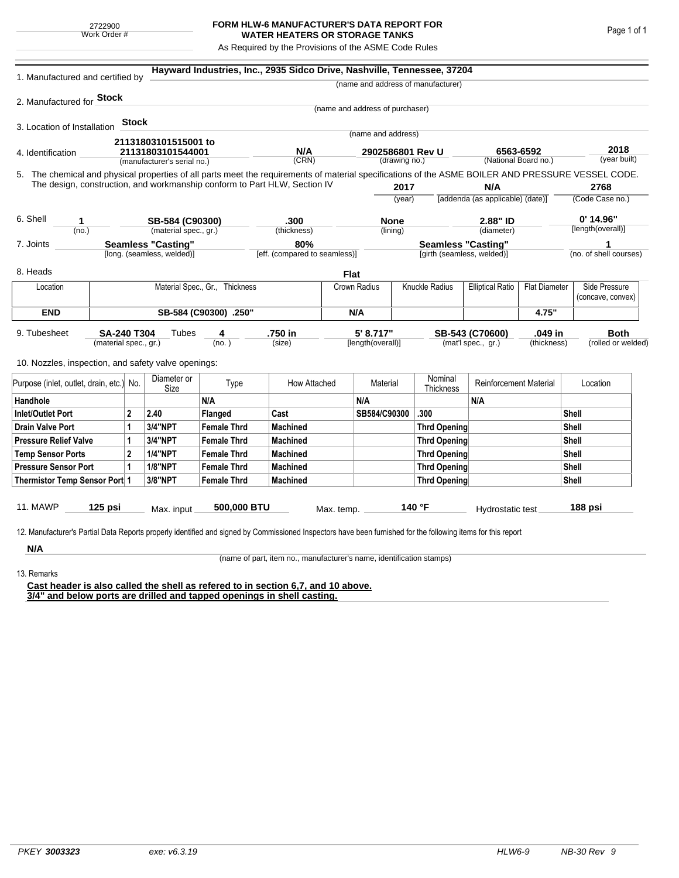2722900
Work Order #

# FORM HLW-6 MANUFACTURER'S DATA REPORT FOR WATER HEATERS OR STORAGE TANKS

As Required by the Provisions of the ASME Code Rules

1. Manufactured and certified by **Hayward Industries, Inc., 2935 Sidco Drive, Nashville, Tennessee, 37204**
(name and address of manufacturer)

2. Manufactured for **Stock**
(name and address of purchaser)

3. Location of Installation **Stock**
(name and address)

4. Identification **21131803101515001 to 21131803101544001** (manufacturer's serial no.) **N/A** (CRN) **2902586801 Rev U** (drawing no.) **6563-6592** (National Board no.) **2018** (year built)

5. The chemical and physical properties of all parts meet the requirements of material specifications of the ASME BOILER AND PRESSURE VESSEL CODE. The design, construction, and workmanship conform to Part HLW, Section IV **2017** (year) **N/A** [addenda (as applicable) (date)] **2768** (Code Case no.)

6. Shell **1** (no.) **SB-584 (C90300)** (material spec., gr.) **.300** (thickness) **None** (lining) **2.88" ID** (diameter) **0' 14.96"** [length(overall)]

7. Joints **Seamless "Casting"** [long. (seamless, welded)] **80%** [eff. (compared to seamless)] **Seamless "Casting"** [girth (seamless, welded)] **1** (no. of shell courses)

8. Heads **Flat**

| Location | Material Spec., Gr., Thickness | Crown Radius | Knuckle Radius | Elliptical Ratio | Flat Diameter | Side Pressure (concave, convex) |
|---|---|---|---|---|---|---|
| **END** | **SB-584 (C90300) .250"** | **N/A** | | | **4.75"** | |

9. Tubesheet **SA-240 T304** (material spec., gr.) Tubes **4** (no.) **.750 in** (size) **5' 8.717"** [length(overall)] **SB-543 (C70600)** (mat'l spec., gr.) **.049 in** (thickness) **Both** (rolled or welded)

10. Nozzles, inspection, and safety valve openings:

| Purpose (inlet, outlet, drain, etc.) | No. | Diameter or Size | Type | How Attached | Material | Nominal Thickness | Reinforcement Material | Location |
|---|---|---|---|---|---|---|---|---|
| **Handhole** | | | **N/A** | | **N/A** | | **N/A** | |
| **Inlet/Outlet Port** | **2** | **2.40** | **Flanged** | **Cast** | **SB584/C90300** | **.300** | | **Shell** |
| **Drain Valve Port** | **1** | **3/4"NPT** | **Female Thrd** | **Machined** | | **Thrd Opening** | | **Shell** |
| **Pressure Relief Valve** | **1** | **3/4"NPT** | **Female Thrd** | **Machined** | | **Thrd Opening** | | **Shell** |
| **Temp Sensor Ports** | **2** | **1/4"NPT** | **Female Thrd** | **Machined** | | **Thrd Opening** | | **Shell** |
| **Pressure Sensor Port** | **1** | **1/8"NPT** | **Female Thrd** | **Machined** | | **Thrd Opening** | | **Shell** |
| **Thermistor Temp Sensor Port** | **1** | **3/8"NPT** | **Female Thrd** | **Machined** | | **Thrd Opening** | | **Shell** |

11. MAWP **125 psi** Max. input **500,000 BTU** Max. temp. **140 °F** Hydrostatic test **188 psi**

12. Manufacturer's Partial Data Reports properly identified and signed by Commissioned Inspectors have been furnished for the following items for this report

**N/A**
(name of part, item no., manufacturer's name, identification stamps)

13. Remarks

**Cast header is also called the shell as refered to in section 6,7, and 10 above.**
**3/4" and below ports are drilled and tapped openings in shell casting.**

PKEY **3003323** exe: v6.3.19 HLW6-9 NB-30 Rev 9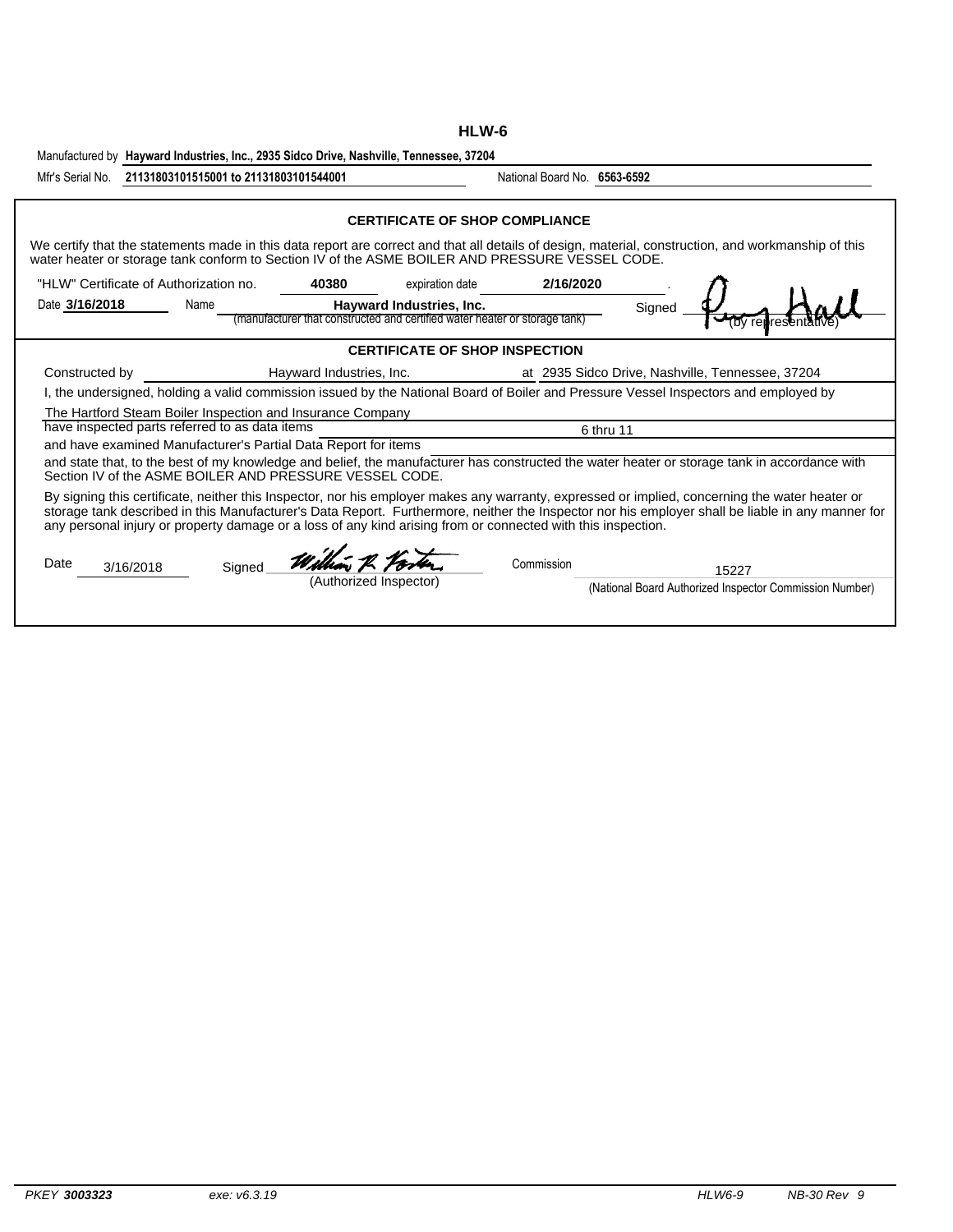# HLW-6

Manufactured by **Hayward Industries, Inc., 2935 Sidco Drive, Nashville, Tennessee, 37204**

Mfr's Serial No. **21131803101515001 to 21131803101544001** National Board No. **6563-6592**

## CERTIFICATE OF SHOP COMPLIANCE

We certify that the statements made in this data report are correct and that all details of design, material, construction, and workmanship of this water heater or storage tank conform to Section IV of the ASME BOILER AND PRESSURE VESSEL CODE.

"HLW" Certificate of Authorization no. **40380** expiration date **2/16/2020**.

Date **3/16/2018** Name **Hayward Industries, Inc.** (manufacturer that constructed and certified water heater or storage tank) Signed Perry Hall (by representative)

## CERTIFICATE OF SHOP INSPECTION

Constructed by Hayward Industries, Inc. at 2935 Sidco Drive, Nashville, Tennessee, 37204

I, the undersigned, holding a valid commission issued by the National Board of Boiler and Pressure Vessel Inspectors and employed by The Hartford Steam Boiler Inspection and Insurance Company

have inspected parts referred to as data items 6 thru 11

and have examined Manufacturer's Partial Data Report for items

and state that, to the best of my knowledge and belief, the manufacturer has constructed the water heater or storage tank in accordance with Section IV of the ASME BOILER AND PRESSURE VESSEL CODE.

By signing this certificate, neither this Inspector, nor his employer makes any warranty, expressed or implied, concerning the water heater or storage tank described in this Manufacturer's Data Report. Furthermore, neither the Inspector nor his employer shall be liable in any manner for any personal injury or property damage or a loss of any kind arising from or connected with this inspection.

Date 3/16/2018 Signed William R. Foster (Authorized Inspector) Commission 15227 (National Board Authorized Inspector Commission Number)

*PKEY* ***3003323*** *exe: v6.3.19* *HLW6-9* *NB-30 Rev 9*